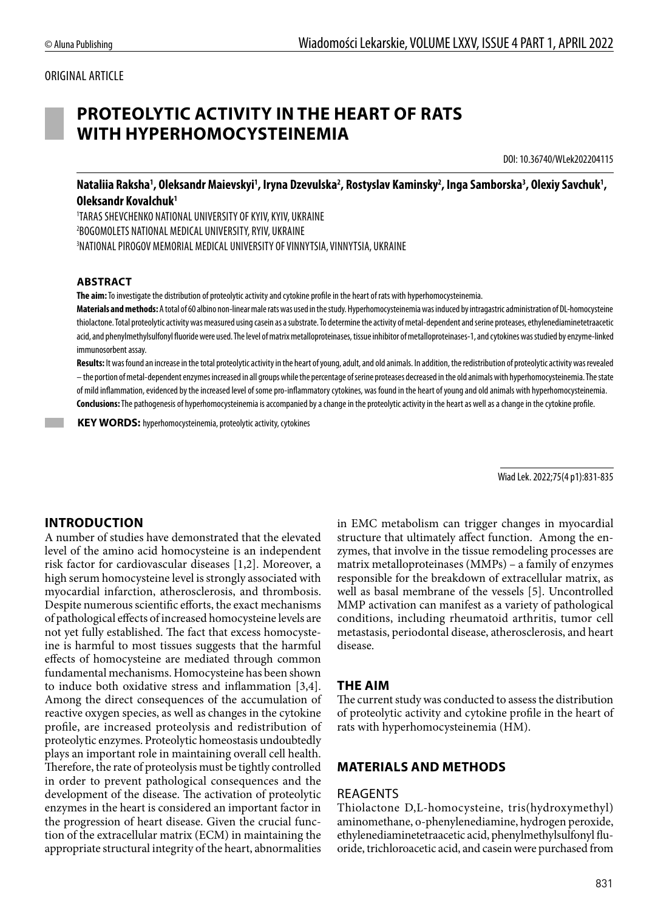ORIGINAL ARTICLE

# PROTEOLYTIC ACTIVITY IN THE HEART OF RATS WITH HYPERHOMOCYSTEINEMIA

DOI: 10.36740/WLek202204115

**Nataliia Raksha[1], Oleksandr Maievskyi[1], Iryna Dzevulska[2], Rostyslav Kaminsky[2], Inga Samborska[3], Olexiy Savchuk[1], Oleksandr Kovalchuk[1]**

[1]TARAS SHEVCHENKO NATIONAL UNIVERSITY OF KYIV, KYIV, UKRAINE
[2]BOGOMOLETS NATIONAL MEDICAL UNIVERSITY, RYIV, UKRAINE
[3]NATIONAL PIROGOV MEMORIAL MEDICAL UNIVERSITY OF VINNYTSIA, VINNYTSIA, UKRAINE

### ABSTRACT

**The aim:** To investigate the distribution of proteolytic activity and cytokine profile in the heart of rats with hyperhomocysteinemia.

**Materials and methods:** A total of 60 albino non-linear male rats was used in the study. Hyperhomocysteinemia was induced by intragastric administration of DL-homocysteine thiolactone. Total proteolytic activity was measured using casein as a substrate. To determine the activity of metal-dependent and serine proteases, ethylenediaminetetraacetic acid, and phenylmethylsulfonyl fluoride were used. The level of matrix metalloproteinases, tissue inhibitor of metalloproteinases-1, and cytokines was studied by enzyme-linked immunosorbent assay.

**Results:** It was found an increase in the total proteolytic activity in the heart of young, adult, and old animals. In addition, the redistribution of proteolytic activity was revealed – the portion of metal-dependent enzymes increased in all groups while the percentage of serine proteases decreased in the old animals with hyperhomocysteinemia. The state of mild inflammation, evidenced by the increased level of some pro-inflammatory cytokines, was found in the heart of young and old animals with hyperhomocysteinemia.

**Conclusions:** The pathogenesis of hyperhomocysteinemia is accompanied by a change in the proteolytic activity in the heart as well as a change in the cytokine profile.

**KEY WORDS:** hyperhomocysteinemia, proteolytic activity, cytokines

Wiad Lek. 2022;75(4 p1):831-835

## INTRODUCTION

A number of studies have demonstrated that the elevated level of the amino acid homocysteine is an independent risk factor for cardiovascular diseases [1,2]. Moreover, a high serum homocysteine level is strongly associated with myocardial infarction, atherosclerosis, and thrombosis. Despite numerous scientific efforts, the exact mechanisms of pathological effects of increased homocysteine levels are not yet fully established. The fact that excess homocysteine is harmful to most tissues suggests that the harmful effects of homocysteine are mediated through common fundamental mechanisms. Homocysteine has been shown to induce both oxidative stress and inflammation [3,4]. Among the direct consequences of the accumulation of reactive oxygen species, as well as changes in the cytokine profile, are increased proteolysis and redistribution of proteolytic enzymes. Proteolytic homeostasis undoubtedly plays an important role in maintaining overall cell health. Therefore, the rate of proteolysis must be tightly controlled in order to prevent pathological consequences and the development of the disease. The activation of proteolytic enzymes in the heart is considered an important factor in the progression of heart disease. Given the crucial function of the extracellular matrix (ECM) in maintaining the appropriate structural integrity of the heart, abnormalities in EMC metabolism can trigger changes in myocardial structure that ultimately affect function. Among the enzymes, that involve in the tissue remodeling processes are matrix metalloproteinases (MMPs) – a family of enzymes responsible for the breakdown of extracellular matrix, as well as basal membrane of the vessels [5]. Uncontrolled MMP activation can manifest as a variety of pathological conditions, including rheumatoid arthritis, tumor cell metastasis, periodontal disease, atherosclerosis, and heart disease.

## THE AIM

The current study was conducted to assess the distribution of proteolytic activity and cytokine profile in the heart of rats with hyperhomocysteinemia (HM).

## MATERIALS AND METHODS

### REAGENTS

Thiolactone D,L-homocysteine, tris(hydroxymethyl) aminomethane, o-phenylenediamine, hydrogen peroxide, ethylenediaminetetraacetic acid, phenylmethylsulfonyl fluoride, trichloroacetic acid, and casein were purchased from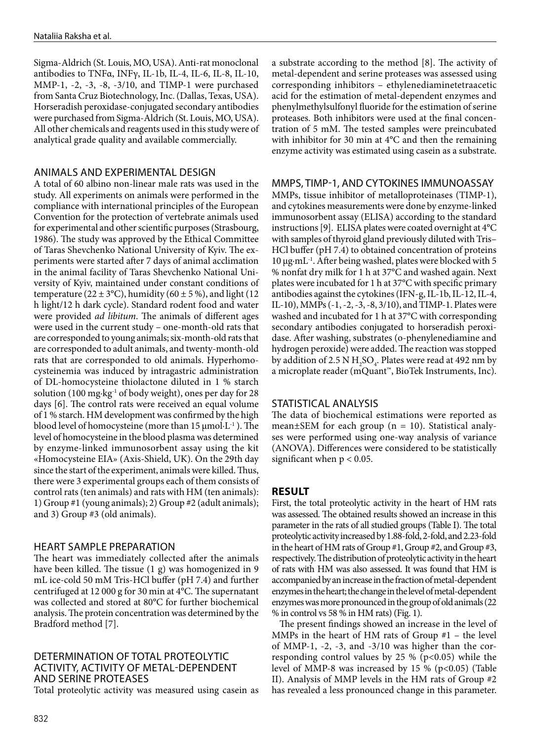Sigma-Aldrich (St. Louis, MO, USA). Anti-rat monoclonal antibodies to TNFα, INFγ, IL-1b, IL-4, IL-6, IL-8, IL-10, MMP-1, -2, -3, -8, -3/10, and TIMP-1 were purchased from Santa Cruz Biotechnology, Inc. (Dallas, Texas, USA). Horseradish peroxidase-conjugated secondary antibodies were purchased from Sigma-Aldrich (St. Louis, MO, USA). All other chemicals and reagents used in this study were of analytical grade quality and available commercially.

## ANIMALS AND EXPERIMENTAL DESIGN

A total of 60 albino non-linear male rats was used in the study. All experiments on animals were performed in the compliance with international principles of the European Convention for the protection of vertebrate animals used for experimental and other scientific purposes (Strasbourg, 1986). The study was approved by the Ethical Committee of Taras Shevchenko National University of Kyiv. The experiments were started after 7 days of animal acclimation in the animal facility of Taras Shevchenko National University of Kyiv, maintained under constant conditions of temperature (22 ± 3°C), humidity (60 ± 5 %), and light (12 h light/12 h dark cycle). Standard rodent food and water were provided *ad libitum*. The animals of different ages were used in the current study – one-month-old rats that are corresponded to young animals; six-month-old rats that are corresponded to adult animals, and twenty-month-old rats that are corresponded to old animals. Hyperhomocysteinemia was induced by intragastric administration of DL-homocysteine thiolactone diluted in 1 % starch solution (100 $mg \cdot kg^{-1}$ of body weight), ones per day for 28 days [6]. The control rats were received an equal volume of 1 % starch. HM development was confirmed by the high blood level of homocysteine (more than 15 $\mu mol \cdot L^{-1}$). The level of homocysteine in the blood plasma was determined by enzyme-linked immunosorbent assay using the kit «Homocysteine EIA» (Axis-Shield, UK). On the 29th day since the start of the experiment, animals were killed. Thus, there were 3 experimental groups each of them consists of control rats (ten animals) and rats with HM (ten animals): 1) Group #1 (young animals); 2) Group #2 (adult animals); and 3) Group #3 (old animals).

## HEART SAMPLE PREPARATION

The heart was immediately collected after the animals have been killed. The tissue (1 g) was homogenized in 9 mL ice-cold 50 mM Tris-HCl buffer (pH 7.4) and further centrifuged at 12 000 g for 30 min at 4°C. The supernatant was collected and stored at 80°C for further biochemical analysis. The protein concentration was determined by the Bradford method [7].

## DETERMINATION OF TOTAL PROTEOLYTIC ACTIVITY, ACTIVITY OF METAL-DEPENDENT AND SERINE PROTEASES

Total proteolytic activity was measured using casein as a substrate according to the method [8]. The activity of metal-dependent and serine proteases was assessed using corresponding inhibitors – ethylenediaminetetraacetic acid for the estimation of metal-dependent enzymes and phenylmethylsulfonyl fluoride for the estimation of serine proteases. Both inhibitors were used at the final concentration of 5 mM. The tested samples were preincubated with inhibitor for 30 min at 4°C and then the remaining enzyme activity was estimated using casein as a substrate.

## MMPS, TIMP-1, AND CYTOKINES IMMUNOASSAY

MMPs, tissue inhibitor of metalloproteinases (TIMP-1), and cytokines measurements were done by enzyme-linked immunosorbent assay (ELISA) according to the standard instructions [9]. ELISA plates were coated overnight at 4°C with samples of thyroid gland previously diluted with Tris–HCl buffer (pH 7.4) to obtained concentration of proteins 10 $\mu g \cdot mL^{-1}$. After being washed, plates were blocked with 5 % nonfat dry milk for 1 h at 37°C and washed again. Next plates were incubated for 1 h at 37°C with specific primary antibodies against the cytokines (IFN-g, IL-1b, IL-12, IL-4, IL-10), MMPs (-1, -2, -3, -8, 3/10), and TIMP-1. Plates were washed and incubated for 1 h at 37°C with corresponding secondary antibodies conjugated to horseradish peroxidase. After washing, substrates (o-phenylenediamine and hydrogen peroxide) were added. The reaction was stopped by addition of 2.5 N $H_2SO_4$. Plates were read at 492 nm by a microplate reader (mQuant™, BioTek Instruments, Inc).

## STATISTICAL ANALYSIS

The data of biochemical estimations were reported as mean±SEM for each group (n = 10). Statistical analyses were performed using one-way analysis of variance (ANOVA). Differences were considered to be statistically significant when $p < 0.05$.

## RESULT

First, the total proteolytic activity in the heart of HM rats was assessed. The obtained results showed an increase in this parameter in the rats of all studied groups (Table I). The total proteolytic activity increased by 1.88-fold, 2-fold, and 2.23-fold in the heart of HM rats of Group #1, Group #2, and Group #3, respectively. The distribution of proteolytic activity in the heart of rats with HM was also assessed. It was found that HM is accompanied by an increase in the fraction of metal-dependent enzymes in the heart; the change in the level of metal-dependent enzymes was more pronounced in the group of old animals (22 % in control vs 58 % in HM rats) (Fig. 1).

The present findings showed an increase in the level of MMPs in the heart of HM rats of Group #1 – the level of MMP-1, -2, -3, and -3/10 was higher than the corresponding control values by 25 % ($p<0.05$) while the level of MMP-8 was increased by 15 % ($p<0.05$) (Table II). Analysis of MMP levels in the HM rats of Group #2 has revealed a less pronounced change in this parameter.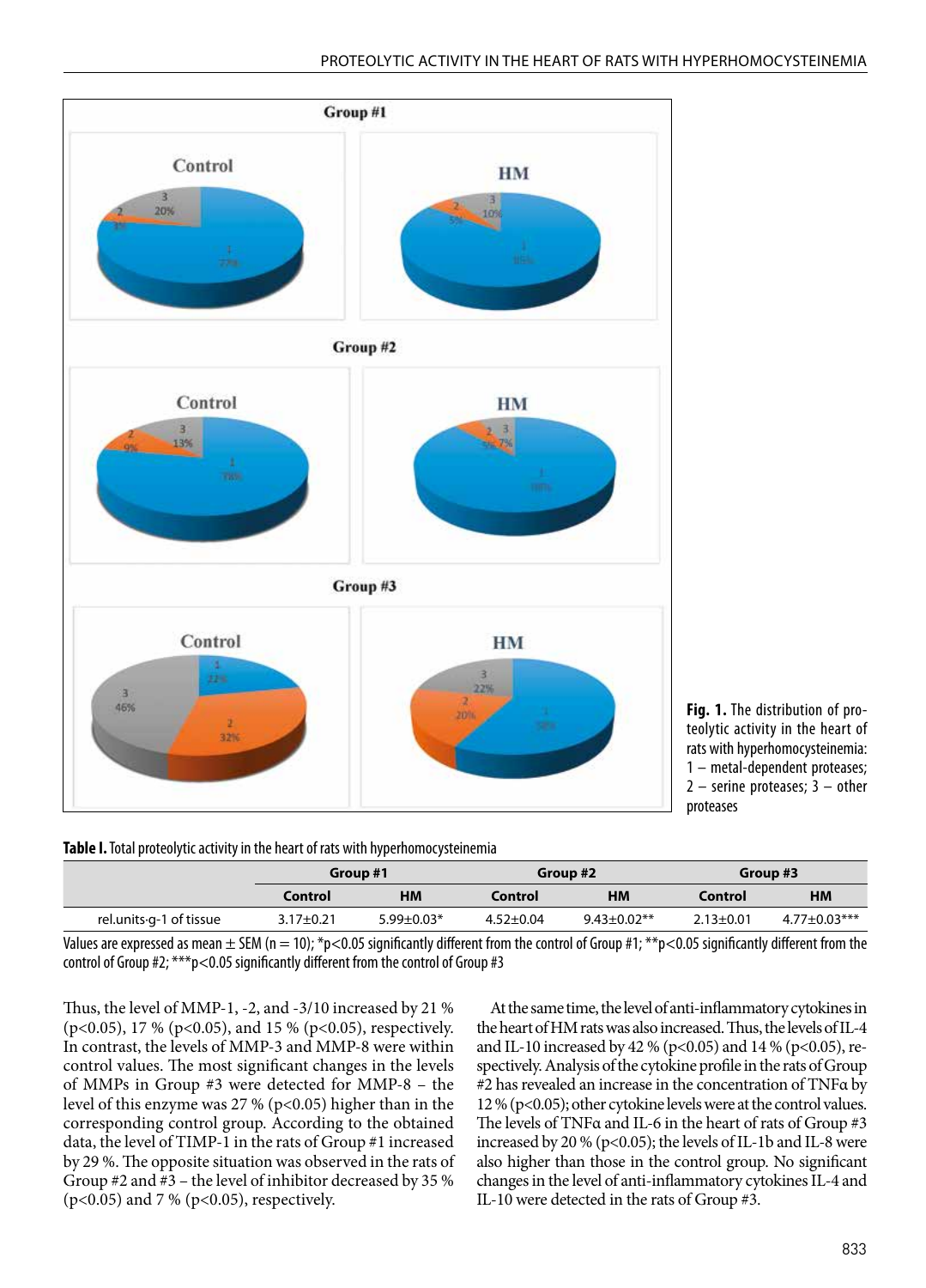**Fig. 1.** The distribution of proteolytic activity in the heart of rats with hyperhomocysteinemia: 1 – metal-dependent proteases; 2 – serine proteases; 3 – other proteases

**Table I.** Total proteolytic activity in the heart of rats with hyperhomocysteinemia

| | Group #1 | | Group #2 | | Group #3 | |
|---|---|---|---|---|---|---|
| | Control | HM | Control | HM | Control | HM |
| rel.units·g-1 of tissue | 3.17±0.21 | 5.99±0.03* | 4.52±0.04 | 9.43±0.02** | 2.13±0.01 | 4.77±0.03*** |

Values are expressed as mean ± SEM (n = 10); *p<0.05 significantly different from the control of Group #1; **p<0.05 significantly different from the control of Group #2; ***p<0.05 significantly different from the control of Group #3

Thus, the level of MMP-1, -2, and -3/10 increased by 21 % ($p<0.05$), 17 % ($p<0.05$), and 15 % ($p<0.05$), respectively. In contrast, the levels of MMP-3 and MMP-8 were within control values. The most significant changes in the levels of MMPs in Group #3 were detected for MMP-8 – the level of this enzyme was 27 % ($p<0.05$) higher than in the corresponding control group. According to the obtained data, the level of TIMP-1 in the rats of Group #1 increased by 29 %. The opposite situation was observed in the rats of Group #2 and #3 – the level of inhibitor decreased by 35 % ($p<0.05$) and 7 % ($p<0.05$), respectively.

At the same time, the level of anti-inflammatory cytokines in the heart of HM rats was also increased. Thus, the levels of IL-4 and IL-10 increased by 42 % ($p<0.05$) and 14 % ($p<0.05$), respectively. Analysis of the cytokine profile in the rats of Group #2 has revealed an increase in the concentration of TNFα by 12 % ($p<0.05$); other cytokine levels were at the control values. The levels of TNFα and IL-6 in the heart of rats of Group #3 increased by 20 % ($p<0.05$); the levels of IL-1b and IL-8 were also higher than those in the control group. No significant changes in the level of anti-inflammatory cytokines IL-4 and IL-10 were detected in the rats of Group #3.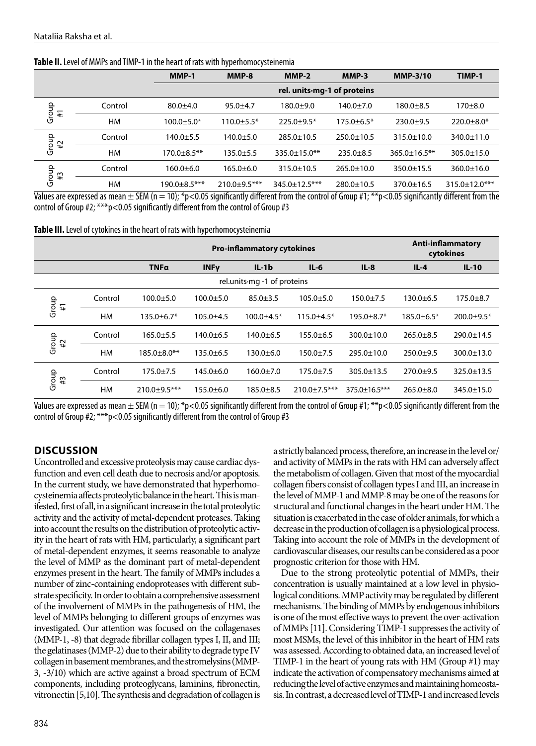**Table II.** Level of MMPs and TIMP-1 in the heart of rats with hyperhomocysteinemia

| | | MMP-1 | MMP-8 | MMP-2 | MMP-3 | MMP-3/10 | TIMP-1 |
|---|---|---|---|---|---|---|---|
| | | rel. units·mg-1 of proteins | | | | | |
| Group #1 | Control | 80.0±4.0 | 95.0±4.7 | 180.0±9.0 | 140.0±7.0 | 180.0±8.5 | 170±8.0 |
| | HM | 100.0±5.0* | 110.0±5.5* | 225.0±9.5* | 175.0±6.5* | 230.0±9.5 | 220.0±8.0* |
| Group #2 | Control | 140.0±5.5 | 140.0±5.0 | 285.0±10.5 | 250.0±10.5 | 315.0±10.0 | 340.0±11.0 |
| | HM | 170.0±8.5** | 135.0±5.5 | 335.0±15.0** | 235.0±8.5 | 365.0±16.5** | 305.0±15.0 |
| Group #3 | Control | 160.0±6.0 | 165.0±6.0 | 315.0±10.5 | 265.0±10.0 | 350.0±15.5 | 360.0±16.0 |
| | HM | 190.0±8.5*** | 210.0±9.5*** | 345.0±12.5*** | 280.0±10.5 | 370.0±16.5 | 315.0±12.0*** |

Values are expressed as mean ± SEM (n = 10); *p<0.05 significantly different from the control of Group #1; **p<0.05 significantly different from the control of Group #2; ***p<0.05 significantly different from the control of Group #3

**Table III.** Level of cytokines in the heart of rats with hyperhomocysteinemia

| | | Pro-inflammatory cytokines | | | | | Anti-inflammatory cytokines | |
|---|---|---|---|---|---|---|---|---|
| | | TNFα | INFγ | IL-1b | IL-6 | IL-8 | IL-4 | IL-10 |
| | | rel.units·mg -1 of proteins | | | | | | |
| Group #1 | Control | 100.0±5.0 | 100.0±5.0 | 85.0±3.5 | 105.0±5.0 | 150.0±7.5 | 130.0±6.5 | 175.0±8.7 |
| | HM | 135.0±6.7* | 105.0±4.5 | 100.0±4.5* | 115.0±4.5* | 195.0±8.7* | 185.0±6.5* | 200.0±9.5* |
| Group #2 | Control | 165.0±5.5 | 140.0±6.5 | 140.0±6.5 | 155.0±6.5 | 300.0±10.0 | 265.0±8.5 | 290.0±14.5 |
| | HM | 185.0±8.0** | 135.0±6.5 | 130.0±6.0 | 150.0±7.5 | 295.0±10.0 | 250.0±9.5 | 300.0±13.0 |
| Group #3 | Control | 175.0±7.5 | 145.0±6.0 | 160.0±7.0 | 175.0±7.5 | 305.0±13.5 | 270.0±9.5 | 325.0±13.5 |
| | HM | 210.0±9.5*** | 155.0±6.0 | 185.0±8.5 | 210.0±7.5*** | 375.0±16.5*** | 265.0±8.0 | 345.0±15.0 |

Values are expressed as mean ± SEM (n = 10); *p<0.05 significantly different from the control of Group #1; **p<0.05 significantly different from the control of Group #2; ***p<0.05 significantly different from the control of Group #3

## DISCUSSION

Uncontrolled and excessive proteolysis may cause cardiac dysfunction and even cell death due to necrosis and/or apoptosis. In the current study, we have demonstrated that hyperhomocysteinemia affects proteolytic balance in the heart. This is manifested, first of all, in a significant increase in the total proteolytic activity and the activity of metal-dependent proteases. Taking into account the results on the distribution of proteolytic activity in the heart of rats with HM, particularly, a significant part of metal-dependent enzymes, it seems reasonable to analyze the level of MMP as the dominant part of metal-dependent enzymes present in the heart. The family of MMPs includes a number of zinc-containing endoproteases with different substrate specificity. In order to obtain a comprehensive assessment of the involvement of MMPs in the pathogenesis of HM, the level of MMPs belonging to different groups of enzymes was investigated. Our attention was focused on the collagenases (MMP-1, -8) that degrade fibrillar collagen types I, II, and III; the gelatinases (MMP-2) due to their ability to degrade type IV collagen in basement membranes, and the stromelysins (MMP-3, -3/10) which are active against a broad spectrum of ECM components, including proteoglycans, laminins, fibronectin, vitronectin [5,10]. The synthesis and degradation of collagen is a strictly balanced process, therefore, an increase in the level or/and activity of MMPs in the rats with HM can adversely affect the metabolism of collagen. Given that most of the myocardial collagen fibers consist of collagen types I and III, an increase in the level of MMP-1 and MMP-8 may be one of the reasons for structural and functional changes in the heart under HM. The situation is exacerbated in the case of older animals, for which a decrease in the production of collagen is a physiological process. Taking into account the role of MMPs in the development of cardiovascular diseases, our results can be considered as a poor prognostic criterion for those with HM.

Due to the strong proteolytic potential of MMPs, their concentration is usually maintained at a low level in physiological conditions. MMP activity may be regulated by different mechanisms. The binding of MMPs by endogenous inhibitors is one of the most effective ways to prevent the over-activation of MMPs [11]. Considering TIMP-1 suppresses the activity of most MSMs, the level of this inhibitor in the heart of HM rats was assessed. According to obtained data, an increased level of TIMP-1 in the heart of young rats with HM (Group #1) may indicate the activation of compensatory mechanisms aimed at reducing the level of active enzymes and maintaining homeostasis. In contrast, a decreased level of TIMP-1 and increased levels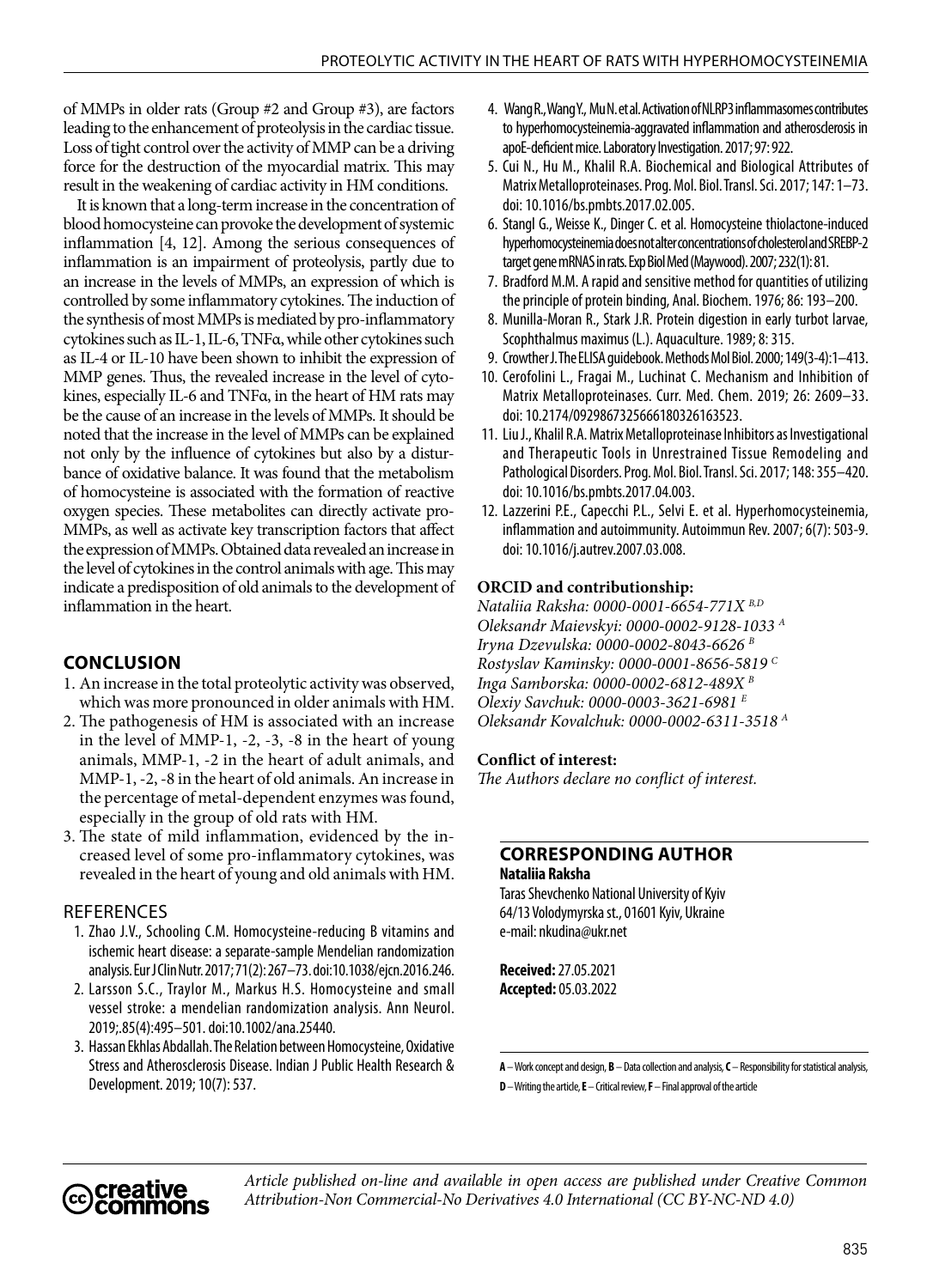of MMPs in older rats (Group #2 and Group #3), are factors leading to the enhancement of proteolysis in the cardiac tissue. Loss of tight control over the activity of MMP can be a driving force for the destruction of the myocardial matrix. This may result in the weakening of cardiac activity in HM conditions.

It is known that a long-term increase in the concentration of blood homocysteine can provoke the development of systemic inflammation [4, 12]. Among the serious consequences of inflammation is an impairment of proteolysis, partly due to an increase in the levels of MMPs, an expression of which is controlled by some inflammatory cytokines. The induction of the synthesis of most MMPs is mediated by pro-inflammatory cytokines such as IL-1, IL-6, TNFα, while other cytokines such as IL-4 or IL-10 have been shown to inhibit the expression of MMP genes. Thus, the revealed increase in the level of cytokines, especially IL-6 and TNFα, in the heart of HM rats may be the cause of an increase in the levels of MMPs. It should be noted that the increase in the level of MMPs can be explained not only by the influence of cytokines but also by a disturbance of oxidative balance. It was found that the metabolism of homocysteine is associated with the formation of reactive oxygen species. These metabolites can directly activate pro-MMPs, as well as activate key transcription factors that affect the expression of MMPs. Obtained data revealed an increase in the level of cytokines in the control animals with age. This may indicate a predisposition of old animals to the development of inflammation in the heart.

## CONCLUSION

1. An increase in the total proteolytic activity was observed, which was more pronounced in older animals with HM.
2. The pathogenesis of HM is associated with an increase in the level of MMP-1, -2, -3, -8 in the heart of young animals, MMP-1, -2 in the heart of adult animals, and MMP-1, -2, -8 in the heart of old animals. An increase in the percentage of metal-dependent enzymes was found, especially in the group of old rats with HM.
3. The state of mild inflammation, evidenced by the increased level of some pro-inflammatory cytokines, was revealed in the heart of young and old animals with HM.

## REFERENCES

1. Zhao J.V., Schooling C.M. Homocysteine-reducing B vitamins and ischemic heart disease: a separate-sample Mendelian randomization analysis. Eur J Clin Nutr. 2017; 71(2): 267–73. doi:10.1038/ejcn.2016.246.
2. Larsson S.C., Traylor M., Markus H.S. Homocysteine and small vessel stroke: a mendelian randomization analysis. Ann Neurol. 2019;.85(4):495–501. doi:10.1002/ana.25440.
3. Hassan Ekhlas Abdallah. The Relation between Homocysteine, Oxidative Stress and Atherosclerosis Disease. Indian J Public Health Research & Development. 2019; 10(7): 537.
4. Wang R., Wang Y., Mu N. et al. Activation of NLRP3 inflammasomes contributes to hyperhomocysteinemia-aggravated inflammation and atherosclerosis in apoE-deficient mice. Laboratory Investigation. 2017; 97: 922.
5. Cui N., Hu M., Khalil R.A. Biochemical and Biological Attributes of Matrix Metalloproteinases. Prog. Mol. Biol. Transl. Sci. 2017; 147: 1–73. doi: 10.1016/bs.pmbts.2017.02.005.
6. Stangl G., Weisse K., Dinger C. et al. Homocysteine thiolactone-induced hyperhomocysteinemia does not alter concentrations of cholesterol and SREBP-2 target gene mRNAS in rats. Exp Biol Med (Maywood). 2007; 232(1): 81.
7. Bradford M.M. A rapid and sensitive method for quantities of utilizing the principle of protein binding, Anal. Biochem. 1976; 86: 193–200.
8. Munilla-Moran R., Stark J.R. Protein digestion in early turbot larvae, Scophthalmus maximus (L.). Aquaculture. 1989; 8: 315.
9. Crowther J. The ELISA guidebook. Methods Mol Biol. 2000; 149(3-4):1–413.
10. Cerofolini L., Fragai M., Luchinat C. Mechanism and Inhibition of Matrix Metalloproteinases. Curr. Med. Chem. 2019; 26: 2609–33. doi: 10.2174/0929867325666180326163523.
11. Liu J., Khalil R.A. Matrix Metalloproteinase Inhibitors as Investigational and Therapeutic Tools in Unrestrained Tissue Remodeling and Pathological Disorders. Prog. Mol. Biol. Transl. Sci. 2017; 148: 355–420. doi: 10.1016/bs.pmbts.2017.04.003.
12. Lazzerini P.E., Capecchi P.L., Selvi E. et al. Hyperhomocysteinemia, inflammation and autoimmunity. Autoimmun Rev. 2007; 6(7): 503-9. doi: 10.1016/j.autrev.2007.03.008.

**ORCID and contributionship:**

*Nataliia Raksha: 0000-0001-6654-771X* [B,D]
*Oleksandr Maievskyi: 0000-0002-9128-1033* [A]
*Iryna Dzevulska: 0000-0002-8043-6626* [B]
*Rostyslav Kaminsky: 0000-0001-8656-5819* [C]
*Inga Samborska: 0000-0002-6812-489X* [B]
*Olexiy Savchuk: 0000-0003-3621-6981* [E]
*Oleksandr Kovalchuk: 0000-0002-6311-3518* [A]

**Conflict of interest:**

*The Authors declare no conflict of interest.*

## CORRESPONDING AUTHOR

**Nataliia Raksha**
Taras Shevchenko National University of Kyiv
64/13 Volodymyrska st., 01601 Kyiv, Ukraine
e-mail: nkudina@ukr.net

**Received:** 27.05.2021
**Accepted:** 05.03.2022

**A** – Work concept and design, **B** – Data collection and analysis, **C** – Responsibility for statistical analysis, **D** – Writing the article, **E** – Critical review, **F** – Final approval of the article

*Article published on-line and available in open access are published under Creative Common Attribution-Non Commercial-No Derivatives 4.0 International (CC BY-NC-ND 4.0)*